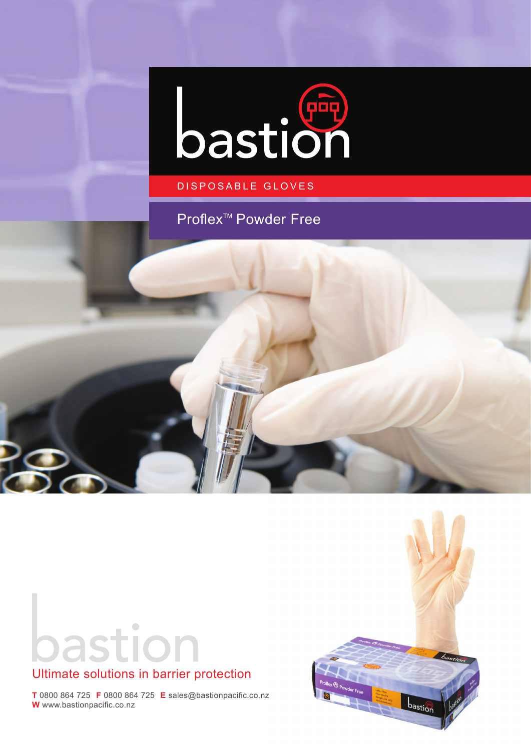# bastion

DISPOSABLE GLOVES

## Proflex™ Powder Free

bastion

Ultimate solutions in barrier protection

**T** 0800 864 725 **F** 0800 864 725 **E** sales@bastionpacific.co.nz
**W** www.bastionpacific.co.nz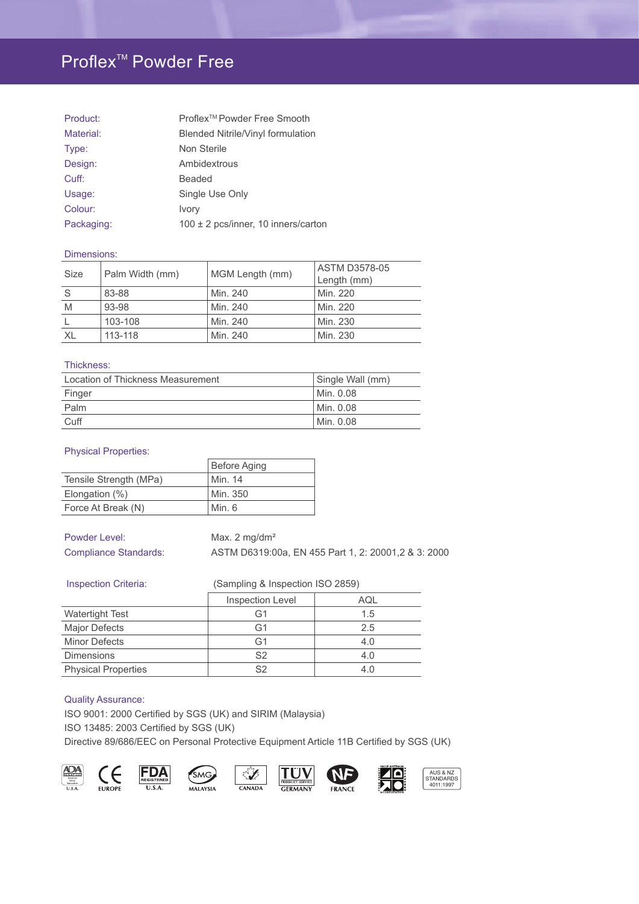# Proflex™ Powder Free

| | |
|---|---|
| Product: | Proflex™ Powder Free Smooth |
| Material: | Blended Nitrile/Vinyl formulation |
| Type: | Non Sterile |
| Design: | Ambidextrous |
| Cuff: | Beaded |
| Usage: | Single Use Only |
| Colour: | Ivory |
| Packaging: | 100 ± 2 pcs/inner, 10 inners/carton |

Dimensions:

| Size | Palm Width (mm) | MGM Length (mm) | ASTM D3578-05 Length (mm) |
|---|---|---|---|
| S | 83-88 | Min. 240 | Min. 220 |
| M | 93-98 | Min. 240 | Min. 220 |
| L | 103-108 | Min. 240 | Min. 230 |
| XL | 113-118 | Min. 240 | Min. 230 |

Thickness:

| Location of Thickness Measurement | Single Wall (mm) |
|---|---|
| Finger | Min. 0.08 |
| Palm | Min. 0.08 |
| Cuff | Min. 0.08 |

Physical Properties:

| | Before Aging |
|---|---|
| Tensile Strength (MPa) | Min. 14 |
| Elongation (%) | Min. 350 |
| Force At Break (N) | Min. 6 |

| | |
|---|---|
| Powder Level: | Max. 2 mg/dm² |
| Compliance Standards: | ASTM D6319:00a, EN 455 Part 1, 2: 20001,2 & 3: 2000 |

Inspection Criteria: (Sampling & Inspection ISO 2859)

| | Inspection Level | AQL |
|---|---|---|
| Watertight Test | G1 | 1.5 |
| Major Defects | G1 | 2.5 |
| Minor Defects | G1 | 4.0 |
| Dimensions | S2 | 4.0 |
| Physical Properties | S2 | 4.0 |

Quality Assurance:

ISO 9001: 2000 Certified by SGS (UK) and SIRIM (Malaysia)

ISO 13485: 2003 Certified by SGS (UK)

Directive 89/686/EEC on Personal Protective Equipment Article 11B Certified by SGS (UK)

U.S.A. EUROPE U.S.A. MALAYSIA CANADA GERMANY FRANCE AUS & NZ STANDARDS 4011:1997